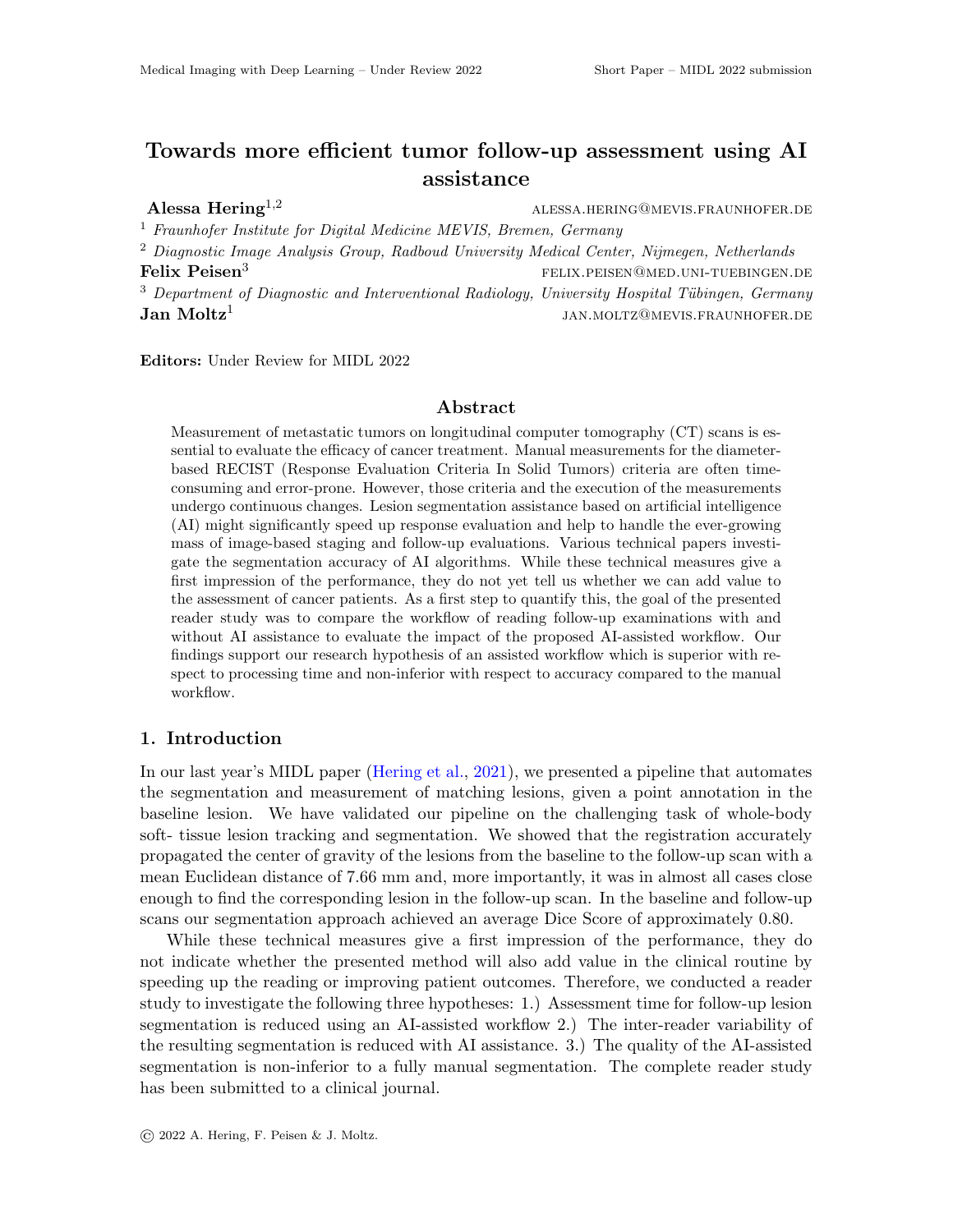# Towards more efficient tumor follow-up assessment using AI assistance

**Alessa Hering**[1,2] ALESSA.HERING@MEVIS.FRAUNHOFER.DE

[1] *Fraunhofer Institute for Digital Medicine MEVIS, Bremen, Germany*

[2] *Diagnostic Image Analysis Group, Radboud University Medical Center, Nijmegen, Netherlands*

**Felix Peisen**[3] FELIX.PEISEN@MED.UNI-TUEBINGEN.DE

[3] *Department of Diagnostic and Interventional Radiology, University Hospital Tübingen, Germany*

**Jan Moltz**[1] JAN.MOLTZ@MEVIS.FRAUNHOFER.DE

**Editors:** Under Review for MIDL 2022

## Abstract

Measurement of metastatic tumors on longitudinal computer tomography (CT) scans is essential to evaluate the efficacy of cancer treatment. Manual measurements for the diameter-based RECIST (Response Evaluation Criteria In Solid Tumors) criteria are often time-consuming and error-prone. However, those criteria and the execution of the measurements undergo continuous changes. Lesion segmentation assistance based on artificial intelligence (AI) might significantly speed up response evaluation and help to handle the ever-growing mass of image-based staging and follow-up evaluations. Various technical papers investigate the segmentation accuracy of AI algorithms. While these technical measures give a first impression of the performance, they do not yet tell us whether we can add value to the assessment of cancer patients. As a first step to quantify this, the goal of the presented reader study was to compare the workflow of reading follow-up examinations with and without AI assistance to evaluate the impact of the proposed AI-assisted workflow. Our findings support our research hypothesis of an assisted workflow which is superior with respect to processing time and non-inferior with respect to accuracy compared to the manual workflow.

## 1. Introduction

In our last year's MIDL paper (Hering et al., 2021), we presented a pipeline that automates the segmentation and measurement of matching lesions, given a point annotation in the baseline lesion. We have validated our pipeline on the challenging task of whole-body soft- tissue lesion tracking and segmentation. We showed that the registration accurately propagated the center of gravity of the lesions from the baseline to the follow-up scan with a mean Euclidean distance of 7.66 mm and, more importantly, it was in almost all cases close enough to find the corresponding lesion in the follow-up scan. In the baseline and follow-up scans our segmentation approach achieved an average Dice Score of approximately 0.80.

While these technical measures give a first impression of the performance, they do not indicate whether the presented method will also add value in the clinical routine by speeding up the reading or improving patient outcomes. Therefore, we conducted a reader study to investigate the following three hypotheses: 1.) Assessment time for follow-up lesion segmentation is reduced using an AI-assisted workflow 2.) The inter-reader variability of the resulting segmentation is reduced with AI assistance. 3.) The quality of the AI-assisted segmentation is non-inferior to a fully manual segmentation. The complete reader study has been submitted to a clinical journal.

© 2022 A. Hering, F. Peisen & J. Moltz.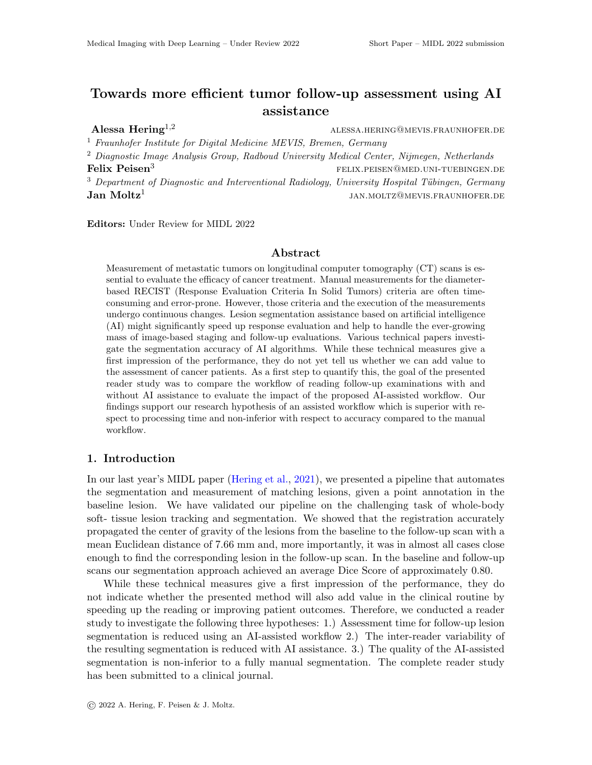# Towards more efficient tumor follow-up assessment using AI assistance

**Alessa Hering**[1,2] ALESSA.HERING@MEVIS.FRAUNHOFER.DE

[1] *Fraunhofer Institute for Digital Medicine MEVIS, Bremen, Germany*

[2] *Diagnostic Image Analysis Group, Radboud University Medical Center, Nijmegen, Netherlands*

**Felix Peisen**[3] FELIX.PEISEN@MED.UNI-TUEBINGEN.DE

[3] *Department of Diagnostic and Interventional Radiology, University Hospital Tübingen, Germany*

**Jan Moltz**[1] JAN.MOLTZ@MEVIS.FRAUNHOFER.DE

**Editors:** Under Review for MIDL 2022

## Abstract

Measurement of metastatic tumors on longitudinal computer tomography (CT) scans is essential to evaluate the efficacy of cancer treatment. Manual measurements for the diameter-based RECIST (Response Evaluation Criteria In Solid Tumors) criteria are often time-consuming and error-prone. However, those criteria and the execution of the measurements undergo continuous changes. Lesion segmentation assistance based on artificial intelligence (AI) might significantly speed up response evaluation and help to handle the ever-growing mass of image-based staging and follow-up evaluations. Various technical papers investigate the segmentation accuracy of AI algorithms. While these technical measures give a first impression of the performance, they do not yet tell us whether we can add value to the assessment of cancer patients. As a first step to quantify this, the goal of the presented reader study was to compare the workflow of reading follow-up examinations with and without AI assistance to evaluate the impact of the proposed AI-assisted workflow. Our findings support our research hypothesis of an assisted workflow which is superior with respect to processing time and non-inferior with respect to accuracy compared to the manual workflow.

## 1. Introduction

In our last year's MIDL paper (Hering et al., 2021), we presented a pipeline that automates the segmentation and measurement of matching lesions, given a point annotation in the baseline lesion. We have validated our pipeline on the challenging task of whole-body soft- tissue lesion tracking and segmentation. We showed that the registration accurately propagated the center of gravity of the lesions from the baseline to the follow-up scan with a mean Euclidean distance of 7.66 mm and, more importantly, it was in almost all cases close enough to find the corresponding lesion in the follow-up scan. In the baseline and follow-up scans our segmentation approach achieved an average Dice Score of approximately 0.80.

While these technical measures give a first impression of the performance, they do not indicate whether the presented method will also add value in the clinical routine by speeding up the reading or improving patient outcomes. Therefore, we conducted a reader study to investigate the following three hypotheses: 1.) Assessment time for follow-up lesion segmentation is reduced using an AI-assisted workflow 2.) The inter-reader variability of the resulting segmentation is reduced with AI assistance. 3.) The quality of the AI-assisted segmentation is non-inferior to a fully manual segmentation. The complete reader study has been submitted to a clinical journal.

© 2022 A. Hering, F. Peisen & J. Moltz.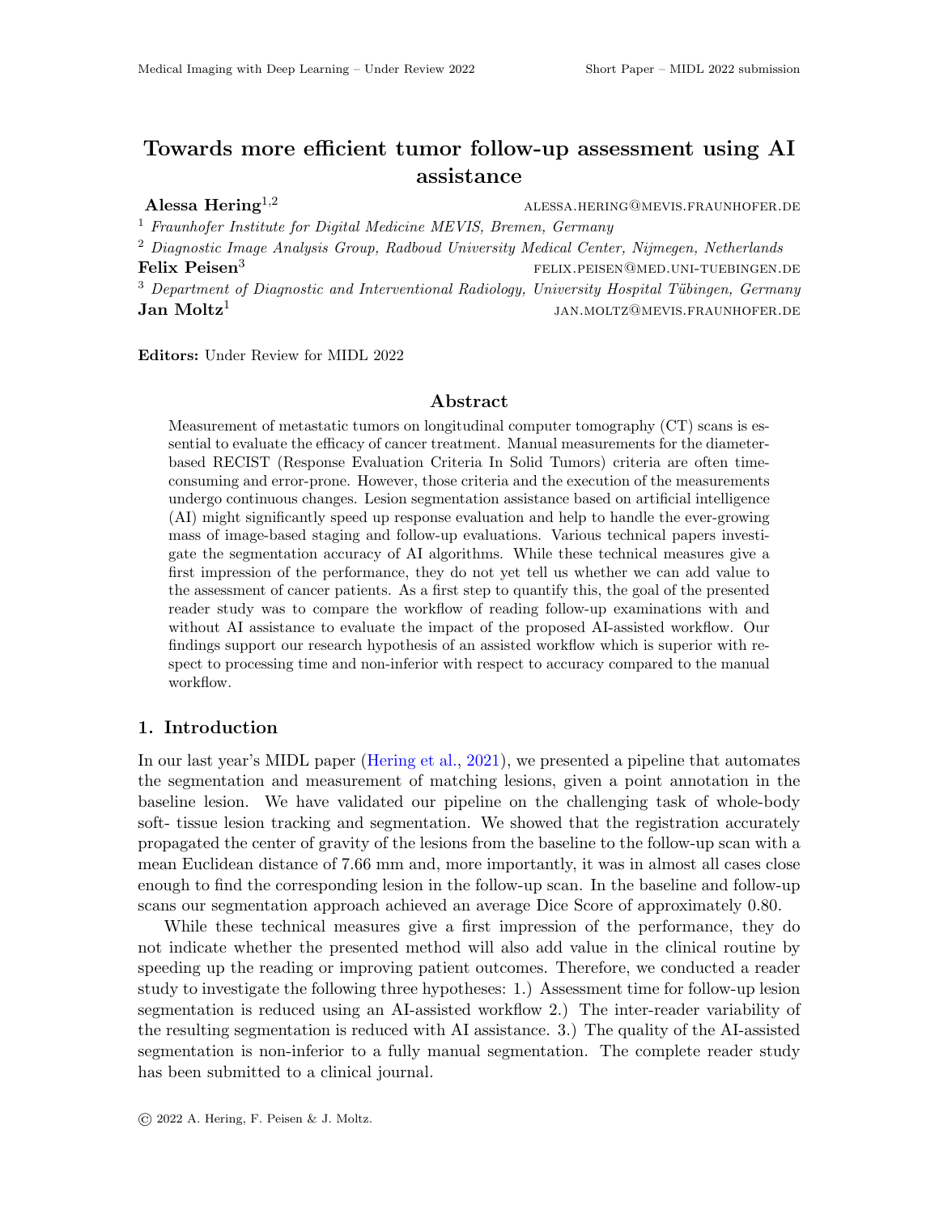# Towards more efficient tumor follow-up assessment using AI assistance

**Alessa Hering**[1,2] ALESSA.HERING@MEVIS.FRAUNHOFER.DE

[1] *Fraunhofer Institute for Digital Medicine MEVIS, Bremen, Germany*

[2] *Diagnostic Image Analysis Group, Radboud University Medical Center, Nijmegen, Netherlands*

**Felix Peisen**[3] FELIX.PEISEN@MED.UNI-TUEBINGEN.DE

[3] *Department of Diagnostic and Interventional Radiology, University Hospital Tübingen, Germany*

**Jan Moltz**[1] JAN.MOLTZ@MEVIS.FRAUNHOFER.DE

**Editors:** Under Review for MIDL 2022

## Abstract

Measurement of metastatic tumors on longitudinal computer tomography (CT) scans is essential to evaluate the efficacy of cancer treatment. Manual measurements for the diameter-based RECIST (Response Evaluation Criteria In Solid Tumors) criteria are often time-consuming and error-prone. However, those criteria and the execution of the measurements undergo continuous changes. Lesion segmentation assistance based on artificial intelligence (AI) might significantly speed up response evaluation and help to handle the ever-growing mass of image-based staging and follow-up evaluations. Various technical papers investigate the segmentation accuracy of AI algorithms. While these technical measures give a first impression of the performance, they do not yet tell us whether we can add value to the assessment of cancer patients. As a first step to quantify this, the goal of the presented reader study was to compare the workflow of reading follow-up examinations with and without AI assistance to evaluate the impact of the proposed AI-assisted workflow. Our findings support our research hypothesis of an assisted workflow which is superior with respect to processing time and non-inferior with respect to accuracy compared to the manual workflow.

## 1. Introduction

In our last year's MIDL paper (Hering et al., 2021), we presented a pipeline that automates the segmentation and measurement of matching lesions, given a point annotation in the baseline lesion. We have validated our pipeline on the challenging task of whole-body soft- tissue lesion tracking and segmentation. We showed that the registration accurately propagated the center of gravity of the lesions from the baseline to the follow-up scan with a mean Euclidean distance of 7.66 mm and, more importantly, it was in almost all cases close enough to find the corresponding lesion in the follow-up scan. In the baseline and follow-up scans our segmentation approach achieved an average Dice Score of approximately 0.80.

While these technical measures give a first impression of the performance, they do not indicate whether the presented method will also add value in the clinical routine by speeding up the reading or improving patient outcomes. Therefore, we conducted a reader study to investigate the following three hypotheses: 1.) Assessment time for follow-up lesion segmentation is reduced using an AI-assisted workflow 2.) The inter-reader variability of the resulting segmentation is reduced with AI assistance. 3.) The quality of the AI-assisted segmentation is non-inferior to a fully manual segmentation. The complete reader study has been submitted to a clinical journal.

© 2022 A. Hering, F. Peisen & J. Moltz.